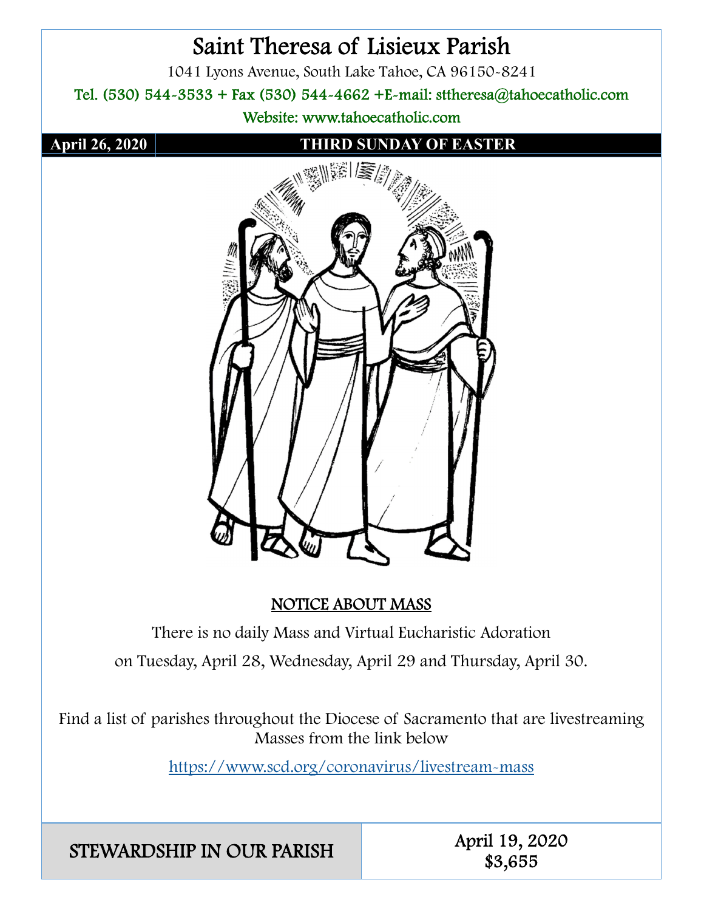# Saint Theresa of Lisieux Parish

1041 Lyons Avenue, South Lake Tahoe, CA 96150-8241

Tel. (530) 544-3533 + Fax (530) 544-4662 +E-mail: sttheresa@tahoecatholic.com

Website: www.tahoecatholic.com

| April 26, 2020 | THIRD SUNDAY OF EASTER |
|---|---|

## NOTICE ABOUT MASS

There is no daily Mass and Virtual Eucharistic Adoration on Tuesday, April 28, Wednesday, April 29 and Thursday, April 30.

Find a list of parishes throughout the Diocese of Sacramento that are livestreaming Masses from the link below

https://www.scd.org/coronavirus/livestream-mass

| STEWARDSHIP IN OUR PARISH | April 19, 2020<br>$3,655 |
|---|---|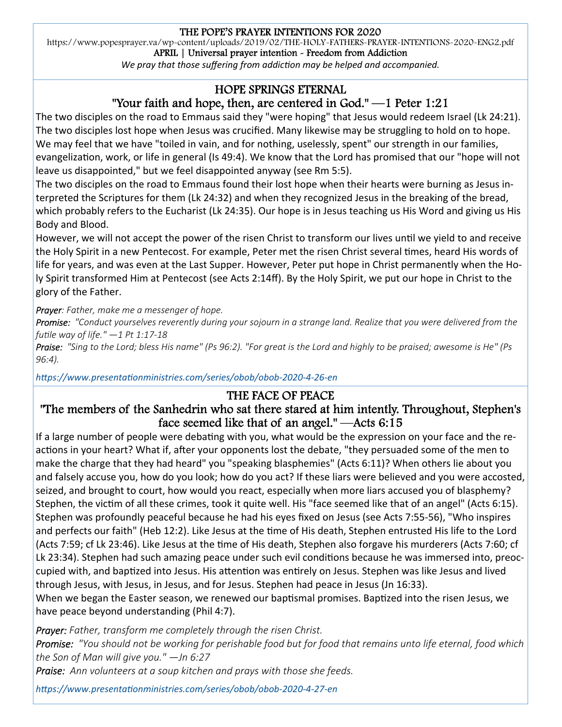**THE POPE'S PRAYER INTENTIONS FOR 2020**

https://www.popesprayer.va/wp-content/uploads/2019/02/THE-HOLY-FATHERS-PRAYER-INTENTIONS-2020-ENG2.pdf

**APRIL | Universal prayer intention - Freedom from Addiction**

*We pray that those suffering from addiction may be helped and accompanied.*

## HOPE SPRINGS ETERNAL

### "Your faith and hope, then, are centered in God." —1 Peter 1:21

The two disciples on the road to Emmaus said they "were hoping" that Jesus would redeem Israel (Lk 24:21). The two disciples lost hope when Jesus was crucified. Many likewise may be struggling to hold on to hope. We may feel that we have "toiled in vain, and for nothing, uselessly, spent" our strength in our families, evangelization, work, or life in general (Is 49:4). We know that the Lord has promised that our "hope will not leave us disappointed," but we feel disappointed anyway (see Rm 5:5).

The two disciples on the road to Emmaus found their lost hope when their hearts were burning as Jesus interpreted the Scriptures for them (Lk 24:32) and when they recognized Jesus in the breaking of the bread, which probably refers to the Eucharist (Lk 24:35). Our hope is in Jesus teaching us His Word and giving us His Body and Blood.

However, we will not accept the power of the risen Christ to transform our lives until we yield to and receive the Holy Spirit in a new Pentecost. For example, Peter met the risen Christ several times, heard His words of life for years, and was even at the Last Supper. However, Peter put hope in Christ permanently when the Holy Spirit transformed Him at Pentecost (see Acts 2:14ff). By the Holy Spirit, we put our hope in Christ to the glory of the Father.

***Prayer**: Father, make me a messenger of hope.*

***Promise:** "Conduct yourselves reverently during your sojourn in a strange land. Realize that you were delivered from the futile way of life." —1 Pt 1:17-18*

***Praise:** "Sing to the Lord; bless His name" (Ps 96:2). "For great is the Lord and highly to be praised; awesome is He" (Ps 96:4).*

*https://www.presentationministries.com/series/obob/obob-2020-4-26-en*

## THE FACE OF PEACE

### "The members of the Sanhedrin who sat there stared at him intently. Throughout, Stephen's face seemed like that of an angel." —Acts 6:15

If a large number of people were debating with you, what would be the expression on your face and the reactions in your heart? What if, after your opponents lost the debate, "they persuaded some of the men to make the charge that they had heard" you "speaking blasphemies" (Acts 6:11)? When others lie about you and falsely accuse you, how do you look; how do you act? If these liars were believed and you were accosted, seized, and brought to court, how would you react, especially when more liars accused you of blasphemy? Stephen, the victim of all these crimes, took it quite well. His "face seemed like that of an angel" (Acts 6:15). Stephen was profoundly peaceful because he had his eyes fixed on Jesus (see Acts 7:55-56), "Who inspires and perfects our faith" (Heb 12:2). Like Jesus at the time of His death, Stephen entrusted His life to the Lord (Acts 7:59; cf Lk 23:46). Like Jesus at the time of His death, Stephen also forgave his murderers (Acts 7:60; cf Lk 23:34). Stephen had such amazing peace under such evil conditions because he was immersed into, preoccupied with, and baptized into Jesus. His attention was entirely on Jesus. Stephen was like Jesus and lived through Jesus, with Jesus, in Jesus, and for Jesus. Stephen had peace in Jesus (Jn 16:33).

When we began the Easter season, we renewed our baptismal promises. Baptized into the risen Jesus, we have peace beyond understanding (Phil 4:7).

***Prayer:** Father, transform me completely through the risen Christ.*

***Promise:** "You should not be working for perishable food but for food that remains unto life eternal, food which the Son of Man will give you." —Jn 6:27*

***Praise:** Ann volunteers at a soup kitchen and prays with those she feeds.*

*https://www.presentationministries.com/series/obob/obob-2020-4-27-en*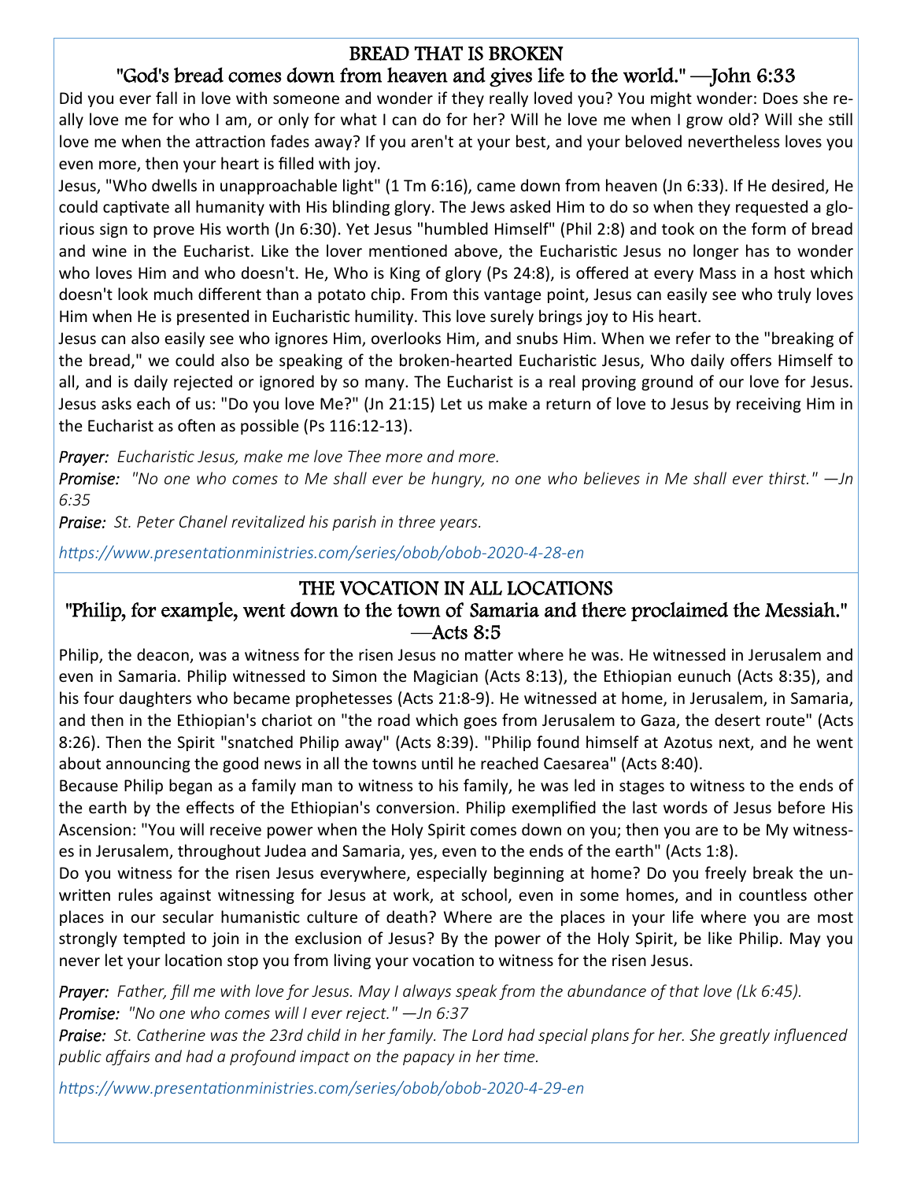## BREAD THAT IS BROKEN

### "God's bread comes down from heaven and gives life to the world." —John 6:33

Did you ever fall in love with someone and wonder if they really loved you? You might wonder: Does she really love me for who I am, or only for what I can do for her? Will he love me when I grow old? Will she still love me when the attraction fades away? If you aren't at your best, and your beloved nevertheless loves you even more, then your heart is filled with joy.

Jesus, "Who dwells in unapproachable light" (1 Tm 6:16), came down from heaven (Jn 6:33). If He desired, He could captivate all humanity with His blinding glory. The Jews asked Him to do so when they requested a glorious sign to prove His worth (Jn 6:30). Yet Jesus "humbled Himself" (Phil 2:8) and took on the form of bread and wine in the Eucharist. Like the lover mentioned above, the Eucharistic Jesus no longer has to wonder who loves Him and who doesn't. He, Who is King of glory (Ps 24:8), is offered at every Mass in a host which doesn't look much different than a potato chip. From this vantage point, Jesus can easily see who truly loves Him when He is presented in Eucharistic humility. This love surely brings joy to His heart.

Jesus can also easily see who ignores Him, overlooks Him, and snubs Him. When we refer to the "breaking of the bread," we could also be speaking of the broken-hearted Eucharistic Jesus, Who daily offers Himself to all, and is daily rejected or ignored by so many. The Eucharist is a real proving ground of our love for Jesus. Jesus asks each of us: "Do you love Me?" (Jn 21:15) Let us make a return of love to Jesus by receiving Him in the Eucharist as often as possible (Ps 116:12-13).

***Prayer:*** *Eucharistic Jesus, make me love Thee more and more.*

***Promise:*** *"No one who comes to Me shall ever be hungry, no one who believes in Me shall ever thirst." —Jn 6:35*

***Praise:*** *St. Peter Chanel revitalized his parish in three years.*

*https://www.presentationministries.com/series/obob/obob-2020-4-28-en*

## THE VOCATION IN ALL LOCATIONS

### "Philip, for example, went down to the town of Samaria and there proclaimed the Messiah." —Acts 8:5

Philip, the deacon, was a witness for the risen Jesus no matter where he was. He witnessed in Jerusalem and even in Samaria. Philip witnessed to Simon the Magician (Acts 8:13), the Ethiopian eunuch (Acts 8:35), and his four daughters who became prophetesses (Acts 21:8-9). He witnessed at home, in Jerusalem, in Samaria, and then in the Ethiopian's chariot on "the road which goes from Jerusalem to Gaza, the desert route" (Acts 8:26). Then the Spirit "snatched Philip away" (Acts 8:39). "Philip found himself at Azotus next, and he went about announcing the good news in all the towns until he reached Caesarea" (Acts 8:40).

Because Philip began as a family man to witness to his family, he was led in stages to witness to the ends of the earth by the effects of the Ethiopian's conversion. Philip exemplified the last words of Jesus before His Ascension: "You will receive power when the Holy Spirit comes down on you; then you are to be My witnesses in Jerusalem, throughout Judea and Samaria, yes, even to the ends of the earth" (Acts 1:8).

Do you witness for the risen Jesus everywhere, especially beginning at home? Do you freely break the unwritten rules against witnessing for Jesus at work, at school, even in some homes, and in countless other places in our secular humanistic culture of death? Where are the places in your life where you are most strongly tempted to join in the exclusion of Jesus? By the power of the Holy Spirit, be like Philip. May you never let your location stop you from living your vocation to witness for the risen Jesus.

***Prayer:*** *Father, fill me with love for Jesus. May I always speak from the abundance of that love (Lk 6:45).*

***Promise:*** *"No one who comes will I ever reject." —Jn 6:37*

***Praise:*** *St. Catherine was the 23rd child in her family. The Lord had special plans for her. She greatly influenced public affairs and had a profound impact on the papacy in her time.*

*https://www.presentationministries.com/series/obob/obob-2020-4-29-en*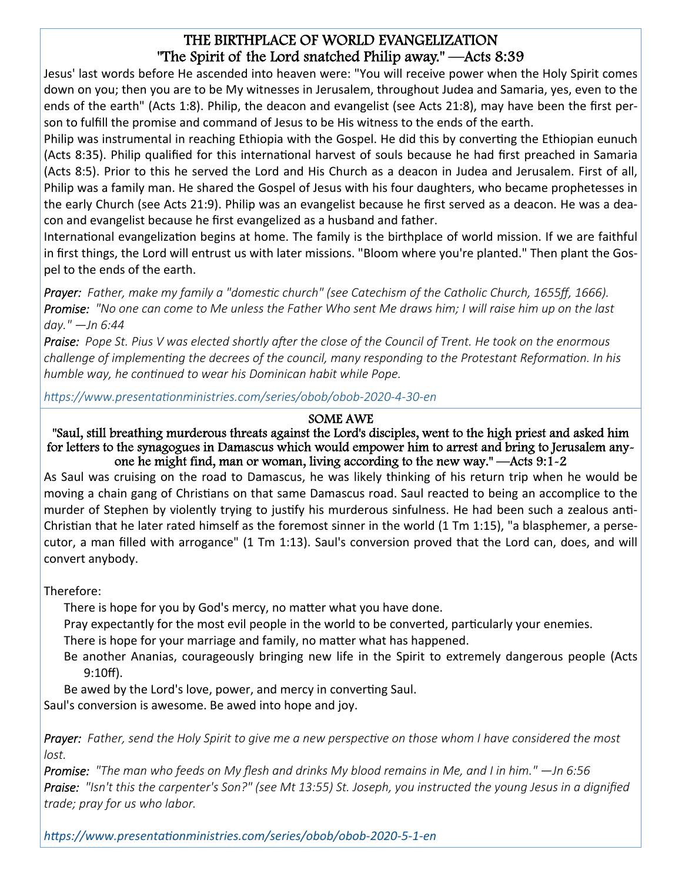## THE BIRTHPLACE OF WORLD EVANGELIZATION
### "The Spirit of the Lord snatched Philip away." —Acts 8:39

Jesus' last words before He ascended into heaven were: "You will receive power when the Holy Spirit comes down on you; then you are to be My witnesses in Jerusalem, throughout Judea and Samaria, yes, even to the ends of the earth" (Acts 1:8). Philip, the deacon and evangelist (see Acts 21:8), may have been the first person to fulfill the promise and command of Jesus to be His witness to the ends of the earth.

Philip was instrumental in reaching Ethiopia with the Gospel. He did this by converting the Ethiopian eunuch (Acts 8:35). Philip qualified for this international harvest of souls because he had first preached in Samaria (Acts 8:5). Prior to this he served the Lord and His Church as a deacon in Judea and Jerusalem. First of all, Philip was a family man. He shared the Gospel of Jesus with his four daughters, who became prophetesses in the early Church (see Acts 21:9). Philip was an evangelist because he first served as a deacon. He was a deacon and evangelist because he first evangelized as a husband and father.

International evangelization begins at home. The family is the birthplace of world mission. If we are faithful in first things, the Lord will entrust us with later missions. "Bloom where you're planted." Then plant the Gospel to the ends of the earth.

***Prayer:*** *Father, make my family a "domestic church" (see Catechism of the Catholic Church, 1655ff, 1666).*
***Promise:*** *"No one can come to Me unless the Father Who sent Me draws him; I will raise him up on the last day." —Jn 6:44*
***Praise:*** *Pope St. Pius V was elected shortly after the close of the Council of Trent. He took on the enormous challenge of implementing the decrees of the council, many responding to the Protestant Reformation. In his humble way, he continued to wear his Dominican habit while Pope.*

*https://www.presentationministries.com/series/obob/obob-2020-4-30-en*

---

## SOME AWE
### "Saul, still breathing murderous threats against the Lord's disciples, went to the high priest and asked him for letters to the synagogues in Damascus which would empower him to arrest and bring to Jerusalem anyone he might find, man or woman, living according to the new way." —Acts 9:1-2

As Saul was cruising on the road to Damascus, he was likely thinking of his return trip when he would be moving a chain gang of Christians on that same Damascus road. Saul reacted to being an accomplice to the murder of Stephen by violently trying to justify his murderous sinfulness. He had been such a zealous anti-Christian that he later rated himself as the foremost sinner in the world (1 Tm 1:15), "a blasphemer, a persecutor, a man filled with arrogance" (1 Tm 1:13). Saul's conversion proved that the Lord can, does, and will convert anybody.

Therefore:

- There is hope for you by God's mercy, no matter what you have done.
- Pray expectantly for the most evil people in the world to be converted, particularly your enemies.
- There is hope for your marriage and family, no matter what has happened.
- Be another Ananias, courageously bringing new life in the Spirit to extremely dangerous people (Acts 9:10ff).
- Be awed by the Lord's love, power, and mercy in converting Saul.

Saul's conversion is awesome. Be awed into hope and joy.

***Prayer:*** *Father, send the Holy Spirit to give me a new perspective on those whom I have considered the most lost.*
***Promise:*** *"The man who feeds on My flesh and drinks My blood remains in Me, and I in him." —Jn 6:56*
***Praise:*** *"Isn't this the carpenter's Son?" (see Mt 13:55) St. Joseph, you instructed the young Jesus in a dignified trade; pray for us who labor.*

*https://www.presentationministries.com/series/obob/obob-2020-5-1-en*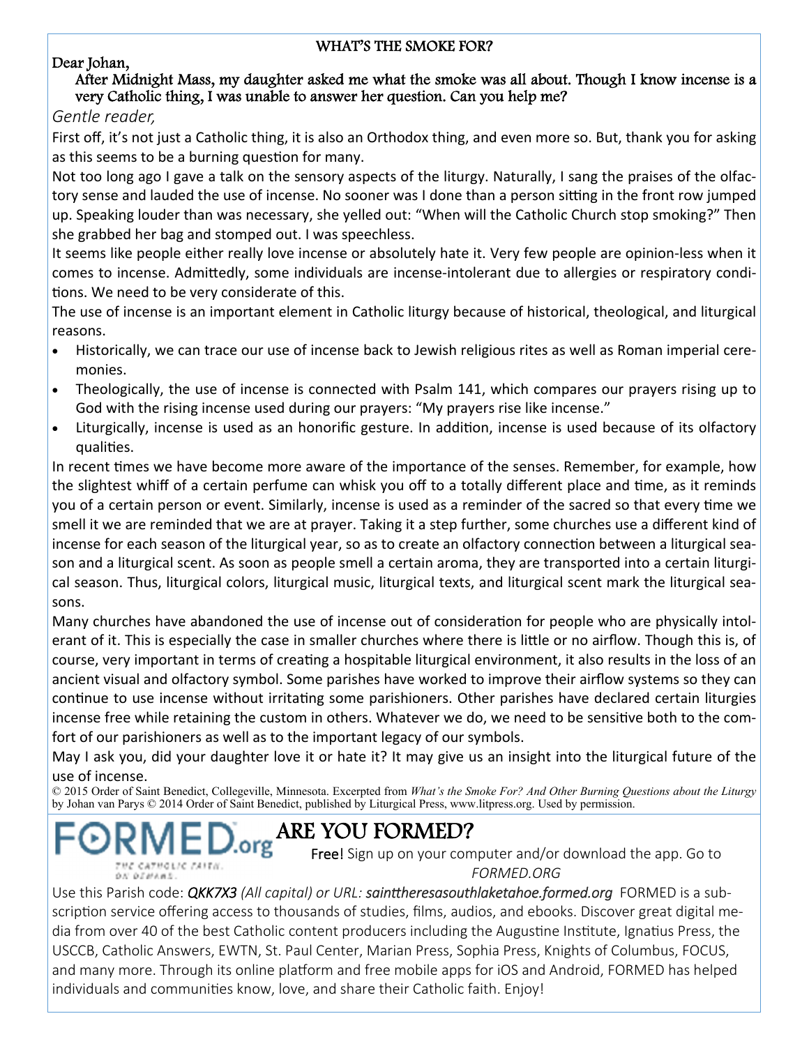## WHAT'S THE SMOKE FOR?

Dear Johan,

After Midnight Mass, my daughter asked me what the smoke was all about. Though I know incense is a very Catholic thing, I was unable to answer her question. Can you help me?

*Gentle reader,*

First off, it's not just a Catholic thing, it is also an Orthodox thing, and even more so. But, thank you for asking as this seems to be a burning question for many.

Not too long ago I gave a talk on the sensory aspects of the liturgy. Naturally, I sang the praises of the olfactory sense and lauded the use of incense. No sooner was I done than a person sitting in the front row jumped up. Speaking louder than was necessary, she yelled out: "When will the Catholic Church stop smoking?" Then she grabbed her bag and stomped out. I was speechless.

It seems like people either really love incense or absolutely hate it. Very few people are opinion-less when it comes to incense. Admittedly, some individuals are incense-intolerant due to allergies or respiratory conditions. We need to be very considerate of this.

The use of incense is an important element in Catholic liturgy because of historical, theological, and liturgical reasons.

- Historically, we can trace our use of incense back to Jewish religious rites as well as Roman imperial ceremonies.
- Theologically, the use of incense is connected with Psalm 141, which compares our prayers rising up to God with the rising incense used during our prayers: "My prayers rise like incense."
- Liturgically, incense is used as an honorific gesture. In addition, incense is used because of its olfactory qualities.

In recent times we have become more aware of the importance of the senses. Remember, for example, how the slightest whiff of a certain perfume can whisk you off to a totally different place and time, as it reminds you of a certain person or event. Similarly, incense is used as a reminder of the sacred so that every time we smell it we are reminded that we are at prayer. Taking it a step further, some churches use a different kind of incense for each season of the liturgical year, so as to create an olfactory connection between a liturgical season and a liturgical scent. As soon as people smell a certain aroma, they are transported into a certain liturgical season. Thus, liturgical colors, liturgical music, liturgical texts, and liturgical scent mark the liturgical seasons.

Many churches have abandoned the use of incense out of consideration for people who are physically intolerant of it. This is especially the case in smaller churches where there is little or no airflow. Though this is, of course, very important in terms of creating a hospitable liturgical environment, it also results in the loss of an ancient visual and olfactory symbol. Some parishes have worked to improve their airflow systems so they can continue to use incense without irritating some parishioners. Other parishes have declared certain liturgies incense free while retaining the custom in others. Whatever we do, we need to be sensitive both to the comfort of our parishioners as well as to the important legacy of our symbols.

May I ask you, did your daughter love it or hate it? It may give us an insight into the liturgical future of the use of incense.

© 2015 Order of Saint Benedict, Collegeville, Minnesota. Excerpted from *What's the Smoke For? And Other Burning Questions about the Liturgy* by Johan van Parys © 2014 Order of Saint Benedict, published by Liturgical Press, www.litpress.org. Used by permission.

FORMED.org
THE CATHOLIC FAITH. ON DEMAND.

## ARE YOU FORMED?

Free! Sign up on your computer and/or download the app. Go to *FORMED.ORG*

Use this Parish code: ***QKK7X3*** *(All capital) or URL:* ***sainttheresasouthlaketahoe.formed.org*** FORMED is a subscription service offering access to thousands of studies, films, audios, and ebooks. Discover great digital media from over 40 of the best Catholic content producers including the Augustine Institute, Ignatius Press, the USCCB, Catholic Answers, EWTN, St. Paul Center, Marian Press, Sophia Press, Knights of Columbus, FOCUS, and many more. Through its online platform and free mobile apps for iOS and Android, FORMED has helped individuals and communities know, love, and share their Catholic faith. Enjoy!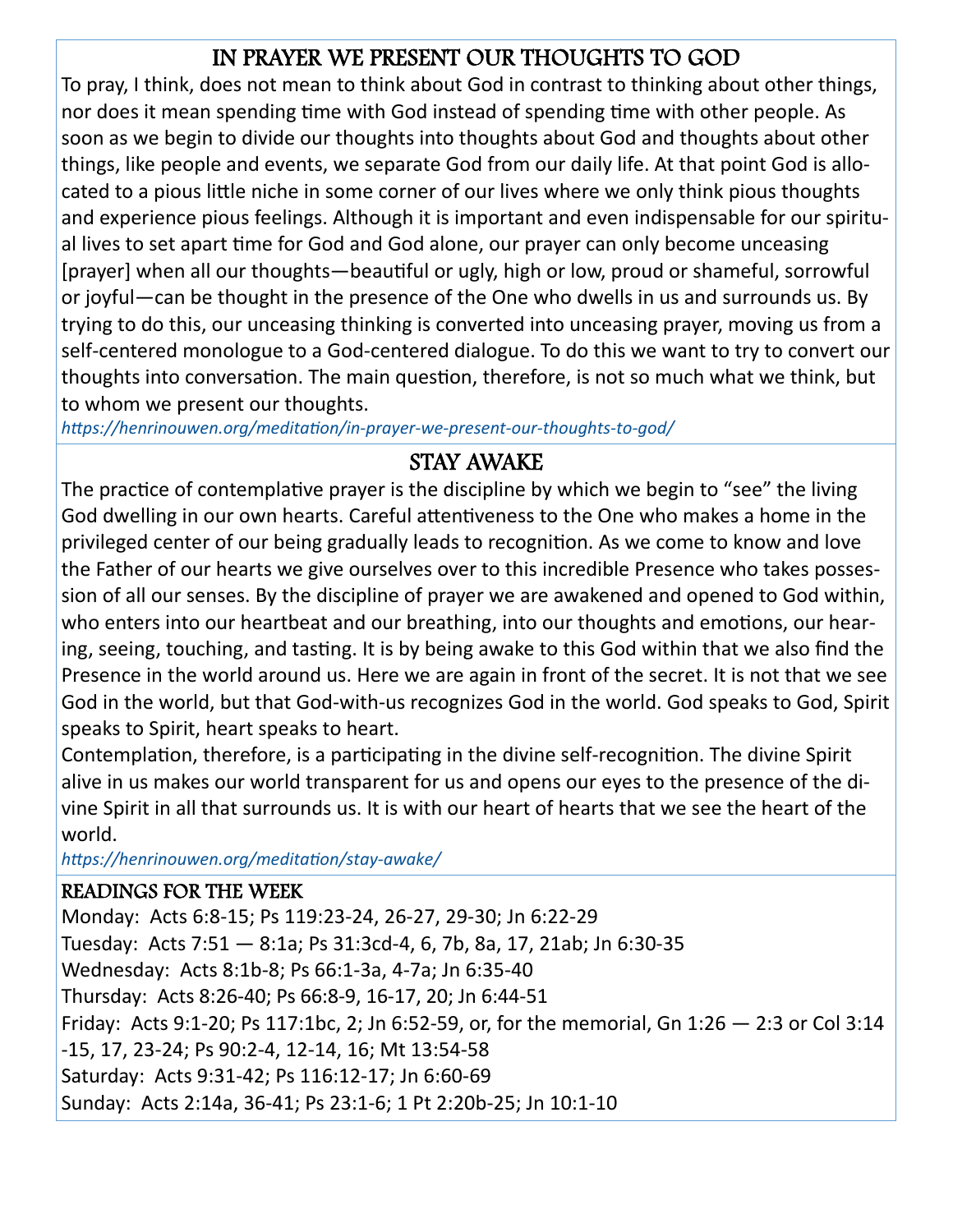## IN PRAYER WE PRESENT OUR THOUGHTS TO GOD

To pray, I think, does not mean to think about God in contrast to thinking about other things, nor does it mean spending time with God instead of spending time with other people. As soon as we begin to divide our thoughts into thoughts about God and thoughts about other things, like people and events, we separate God from our daily life. At that point God is allocated to a pious little niche in some corner of our lives where we only think pious thoughts and experience pious feelings. Although it is important and even indispensable for our spiritual lives to set apart time for God and God alone, our prayer can only become unceasing [prayer] when all our thoughts—beautiful or ugly, high or low, proud or shameful, sorrowful or joyful—can be thought in the presence of the One who dwells in us and surrounds us. By trying to do this, our unceasing thinking is converted into unceasing prayer, moving us from a self-centered monologue to a God-centered dialogue. To do this we want to try to convert our thoughts into conversation. The main question, therefore, is not so much what we think, but to whom we present our thoughts.

*https://henrinouwen.org/meditation/in-prayer-we-present-our-thoughts-to-god/*

## STAY AWAKE

The practice of contemplative prayer is the discipline by which we begin to "see" the living God dwelling in our own hearts. Careful attentiveness to the One who makes a home in the privileged center of our being gradually leads to recognition. As we come to know and love the Father of our hearts we give ourselves over to this incredible Presence who takes possession of all our senses. By the discipline of prayer we are awakened and opened to God within, who enters into our heartbeat and our breathing, into our thoughts and emotions, our hearing, seeing, touching, and tasting. It is by being awake to this God within that we also find the Presence in the world around us. Here we are again in front of the secret. It is not that we see God in the world, but that God-with-us recognizes God in the world. God speaks to God, Spirit speaks to Spirit, heart speaks to heart.

Contemplation, therefore, is a participating in the divine self-recognition. The divine Spirit alive in us makes our world transparent for us and opens our eyes to the presence of the divine Spirit in all that surrounds us. It is with our heart of hearts that we see the heart of the world.

*https://henrinouwen.org/meditation/stay-awake/*

### READINGS FOR THE WEEK

Monday: Acts 6:8-15; Ps 119:23-24, 26-27, 29-30; Jn 6:22-29
Tuesday: Acts 7:51 — 8:1a; Ps 31:3cd-4, 6, 7b, 8a, 17, 21ab; Jn 6:30-35
Wednesday: Acts 8:1b-8; Ps 66:1-3a, 4-7a; Jn 6:35-40
Thursday: Acts 8:26-40; Ps 66:8-9, 16-17, 20; Jn 6:44-51
Friday: Acts 9:1-20; Ps 117:1bc, 2; Jn 6:52-59, or, for the memorial, Gn 1:26 — 2:3 or Col 3:14-15, 17, 23-24; Ps 90:2-4, 12-14, 16; Mt 13:54-58
Saturday: Acts 9:31-42; Ps 116:12-17; Jn 6:60-69
Sunday: Acts 2:14a, 36-41; Ps 23:1-6; 1 Pt 2:20b-25; Jn 10:1-10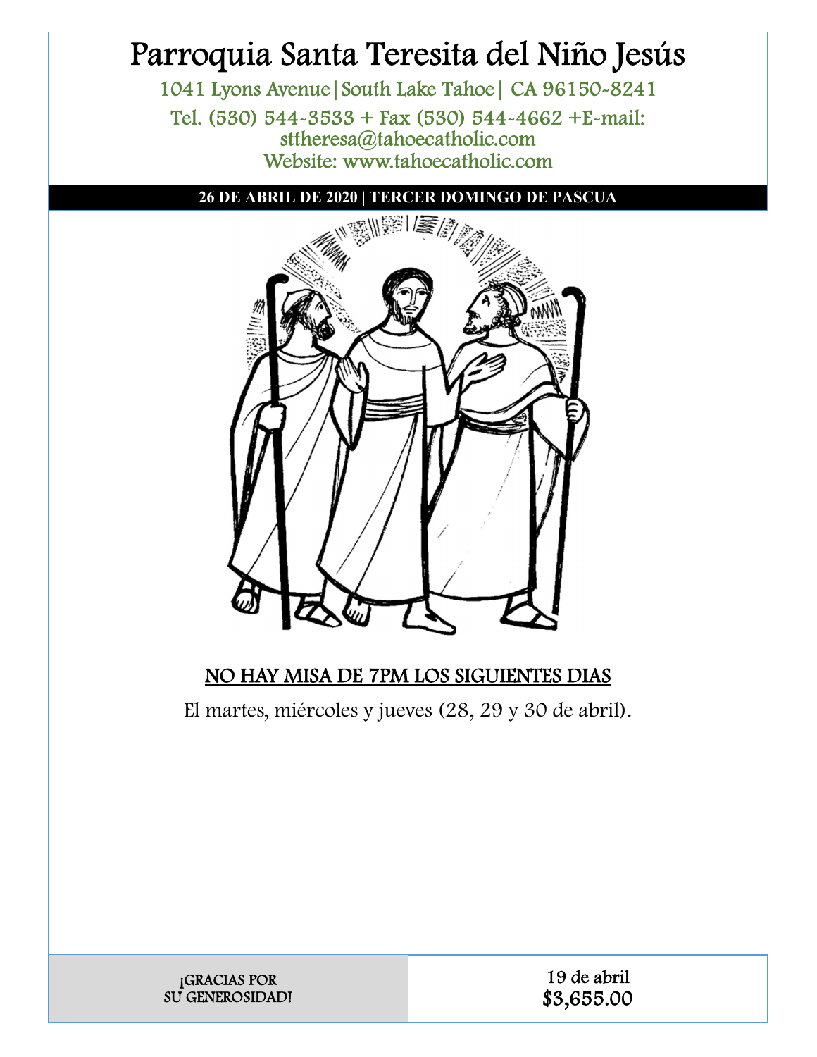# Parroquia Santa Teresita del Niño Jesús

1041 Lyons Avenue|South Lake Tahoe| CA 96150-8241

Tel. (530) 544-3533 + Fax (530) 544-4662 +E-mail: sttheresa@tahoecatholic.com

Website: www.tahoecatholic.com

**26 DE ABRIL DE 2020 | TERCER DOMINGO DE PASCUA**

## NO HAY MISA DE 7PM LOS SIGUIENTES DIAS

El martes, miércoles y jueves (28, 29 y 30 de abril).

| ¡GRACIAS POR SU GENEROSIDAD! | 19 de abril $3,655.00 |
| --- | --- |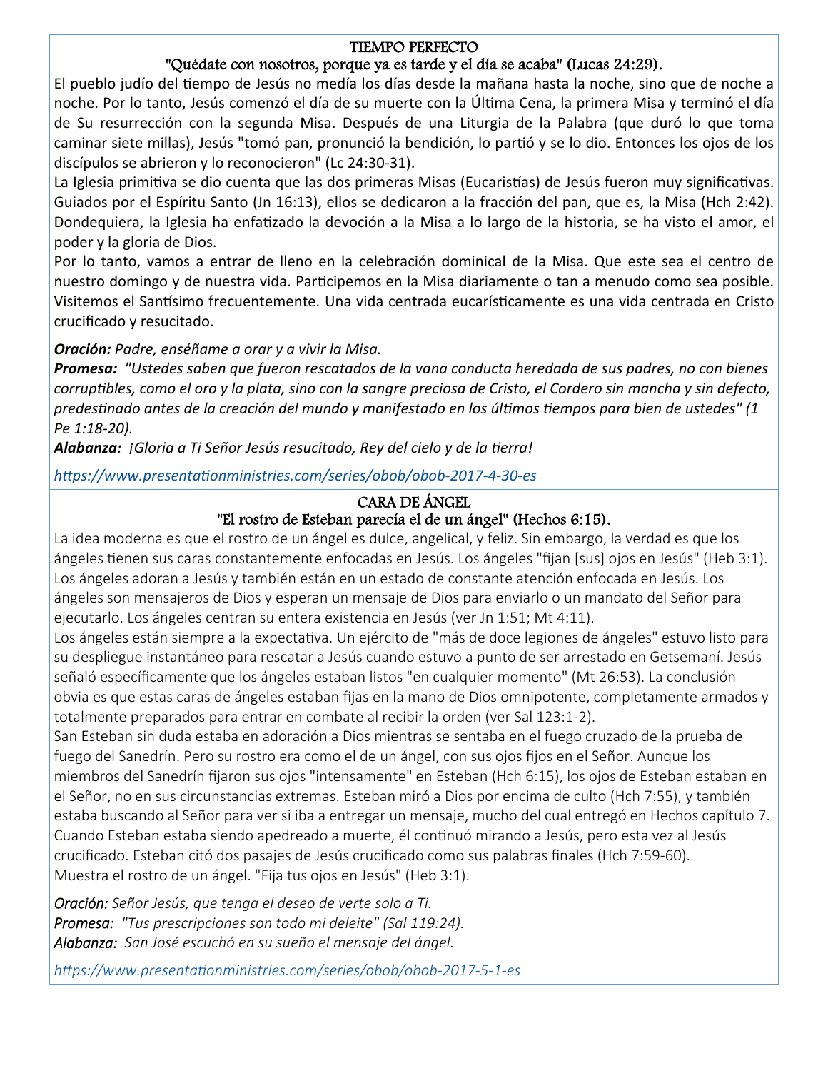## TIEMPO PERFECTO

### "Quédate con nosotros, porque ya es tarde y el día se acaba" (Lucas 24:29).

El pueblo judío del tiempo de Jesús no medía los días desde la mañana hasta la noche, sino que de noche a noche. Por lo tanto, Jesús comenzó el día de su muerte con la Última Cena, la primera Misa y terminó el día de Su resurrección con la segunda Misa. Después de una Liturgia de la Palabra (que duró lo que toma caminar siete millas), Jesús "tomó pan, pronunció la bendición, lo partió y se lo dio. Entonces los ojos de los discípulos se abrieron y lo reconocieron" (Lc 24:30-31).

La Iglesia primitiva se dio cuenta que las dos primeras Misas (Eucaristías) de Jesús fueron muy significativas. Guiados por el Espíritu Santo (Jn 16:13), ellos se dedicaron a la fracción del pan, que es, la Misa (Hch 2:42). Dondequiera, la Iglesia ha enfatizado la devoción a la Misa a lo largo de la historia, se ha visto el amor, el poder y la gloria de Dios.

Por lo tanto, vamos a entrar de lleno en la celebración dominical de la Misa. Que este sea el centro de nuestro domingo y de nuestra vida. Participemos en la Misa diariamente o tan a menudo como sea posible. Visitemos el Santísimo frecuentemente. Una vida centrada eucarísticamente es una vida centrada en Cristo crucificado y resucitado.

***Oración:*** *Padre, enséñame a orar y a vivir la Misa.*

***Promesa:*** *"Ustedes saben que fueron rescatados de la vana conducta heredada de sus padres, no con bienes corruptibles, como el oro y la plata, sino con la sangre preciosa de Cristo, el Cordero sin mancha y sin defecto, predestinado antes de la creación del mundo y manifestado en los últimos tiempos para bien de ustedes" (1 Pe 1:18-20).*

***Alabanza:*** *¡Gloria a Ti Señor Jesús resucitado, Rey del cielo y de la tierra!*

*https://www.presentationministries.com/series/obob/obob-2017-4-30-es*

## CARA DE ÁNGEL

### "El rostro de Esteban parecía el de un ángel" (Hechos 6:15).

La idea moderna es que el rostro de un ángel es dulce, angelical, y feliz. Sin embargo, la verdad es que los ángeles tienen sus caras constantemente enfocadas en Jesús. Los ángeles "fijan [sus] ojos en Jesús" (Heb 3:1). Los ángeles adoran a Jesús y también están en un estado de constante atención enfocada en Jesús. Los ángeles son mensajeros de Dios y esperan un mensaje de Dios para enviarlo o un mandato del Señor para ejecutarlo. Los ángeles centran su entera existencia en Jesús (ver Jn 1:51; Mt 4:11).

Los ángeles están siempre a la expectativa. Un ejército de "más de doce legiones de ángeles" estuvo listo para su despliegue instantáneo para rescatar a Jesús cuando estuvo a punto de ser arrestado en Getsemaní. Jesús señaló específicamente que los ángeles estaban listos "en cualquier momento" (Mt 26:53). La conclusión obvia es que estas caras de ángeles estaban fijas en la mano de Dios omnipotente, completamente armados y totalmente preparados para entrar en combate al recibir la orden (ver Sal 123:1-2).

San Esteban sin duda estaba en adoración a Dios mientras se sentaba en el fuego cruzado de la prueba de fuego del Sanedrín. Pero su rostro era como el de un ángel, con sus ojos fijos en el Señor. Aunque los miembros del Sanedrín fijaron sus ojos "intensamente" en Esteban (Hch 6:15), los ojos de Esteban estaban en el Señor, no en sus circunstancias extremas. Esteban miró a Dios por encima de culto (Hch 7:55), y también estaba buscando al Señor para ver si iba a entregar un mensaje, mucho del cual entregó en Hechos capítulo 7. Cuando Esteban estaba siendo apedreado a muerte, él continuó mirando a Jesús, pero esta vez al Jesús crucificado. Esteban citó dos pasajes de Jesús crucificado como sus palabras finales (Hch 7:59-60).

Muestra el rostro de un ángel. "Fija tus ojos en Jesús" (Heb 3:1).

*Oración: Señor Jesús, que tenga el deseo de verte solo a Ti.*

*Promesa: "Tus prescripciones son todo mi deleite" (Sal 119:24).*

*Alabanza: San José escuchó en su sueño el mensaje del ángel.*

*https://www.presentationministries.com/series/obob/obob-2017-5-1-es*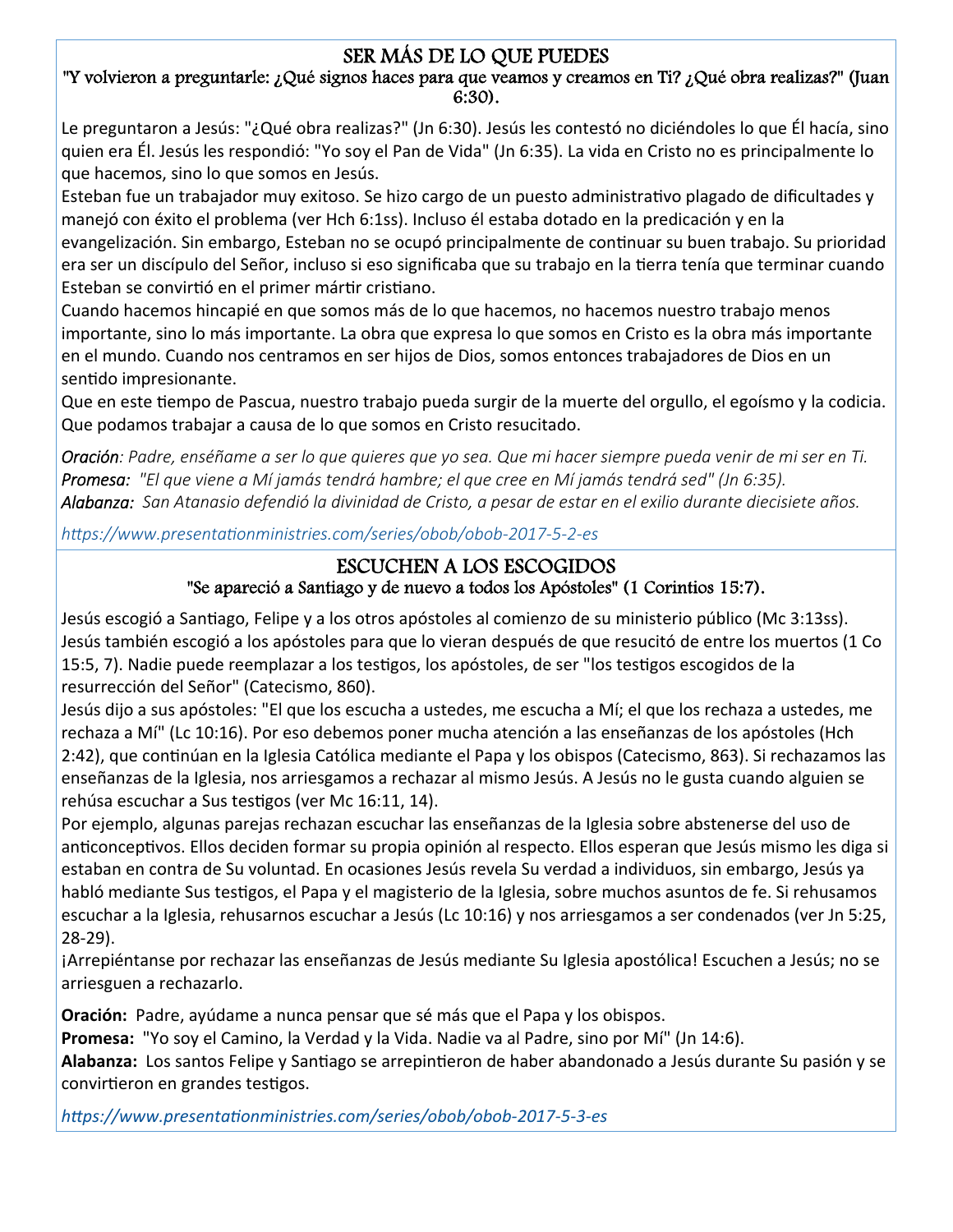## SER MÁS DE LO QUE PUEDES

"Y volvieron a preguntarle: ¿Qué signos haces para que veamos y creamos en Ti? ¿Qué obra realizas?" (Juan 6:30).

Le preguntaron a Jesús: "¿Qué obra realizas?" (Jn 6:30). Jesús les contestó no diciéndoles lo que Él hacía, sino quien era Él. Jesús les respondió: "Yo soy el Pan de Vida" (Jn 6:35). La vida en Cristo no es principalmente lo que hacemos, sino lo que somos en Jesús.

Esteban fue un trabajador muy exitoso. Se hizo cargo de un puesto administrativo plagado de dificultades y manejó con éxito el problema (ver Hch 6:1ss). Incluso él estaba dotado en la predicación y en la evangelización. Sin embargo, Esteban no se ocupó principalmente de continuar su buen trabajo. Su prioridad era ser un discípulo del Señor, incluso si eso significaba que su trabajo en la tierra tenía que terminar cuando Esteban se convirtió en el primer mártir cristiano.

Cuando hacemos hincapié en que somos más de lo que hacemos, no hacemos nuestro trabajo menos importante, sino lo más importante. La obra que expresa lo que somos en Cristo es la obra más importante en el mundo. Cuando nos centramos en ser hijos de Dios, somos entonces trabajadores de Dios en un sentido impresionante.

Que en este tiempo de Pascua, nuestro trabajo pueda surgir de la muerte del orgullo, el egoísmo y la codicia. Que podamos trabajar a causa de lo que somos en Cristo resucitado.

*Oración: Padre, enséñame a ser lo que quieres que yo sea. Que mi hacer siempre pueda venir de mi ser en Ti.*
*Promesa: "El que viene a Mí jamás tendrá hambre; el que cree en Mí jamás tendrá sed" (Jn 6:35).*
*Alabanza: San Atanasio defendió la divinidad de Cristo, a pesar de estar en el exilio durante diecisiete años.*

*https://www.presentationministries.com/series/obob/obob-2017-5-2-es*

## ESCUCHEN A LOS ESCOGIDOS

"Se apareció a Santiago y de nuevo a todos los Apóstoles" (1 Corintios 15:7).

Jesús escogió a Santiago, Felipe y a los otros apóstoles al comienzo de su ministerio público (Mc 3:13ss). Jesús también escogió a los apóstoles para que lo vieran después de que resucitó de entre los muertos (1 Co 15:5, 7). Nadie puede reemplazar a los testigos, los apóstoles, de ser "los testigos escogidos de la resurrección del Señor" (Catecismo, 860).

Jesús dijo a sus apóstoles: "El que los escucha a ustedes, me escucha a Mí; el que los rechaza a ustedes, me rechaza a Mí" (Lc 10:16). Por eso debemos poner mucha atención a las enseñanzas de los apóstoles (Hch 2:42), que continúan en la Iglesia Católica mediante el Papa y los obispos (Catecismo, 863). Si rechazamos las enseñanzas de la Iglesia, nos arriesgamos a rechazar al mismo Jesús. A Jesús no le gusta cuando alguien se rehúsa escuchar a Sus testigos (ver Mc 16:11, 14).

Por ejemplo, algunas parejas rechazan escuchar las enseñanzas de la Iglesia sobre abstenerse del uso de anticonceptivos. Ellos deciden formar su propia opinión al respecto. Ellos esperan que Jesús mismo les diga si estaban en contra de Su voluntad. En ocasiones Jesús revela Su verdad a individuos, sin embargo, Jesús ya habló mediante Sus testigos, el Papa y el magisterio de la Iglesia, sobre muchos asuntos de fe. Si rehusamos escuchar a la Iglesia, rehusarnos escuchar a Jesús (Lc 10:16) y nos arriesgamos a ser condenados (ver Jn 5:25, 28-29).

¡Arrepiéntanse por rechazar las enseñanzas de Jesús mediante Su Iglesia apostólica! Escuchen a Jesús; no se arriesguen a rechazarlo.

**Oración:** Padre, ayúdame a nunca pensar que sé más que el Papa y los obispos.
**Promesa:** "Yo soy el Camino, la Verdad y la Vida. Nadie va al Padre, sino por Mí" (Jn 14:6).
**Alabanza:** Los santos Felipe y Santiago se arrepintieron de haber abandonado a Jesús durante Su pasión y se convirtieron en grandes testigos.

*https://www.presentationministries.com/series/obob/obob-2017-5-3-es*